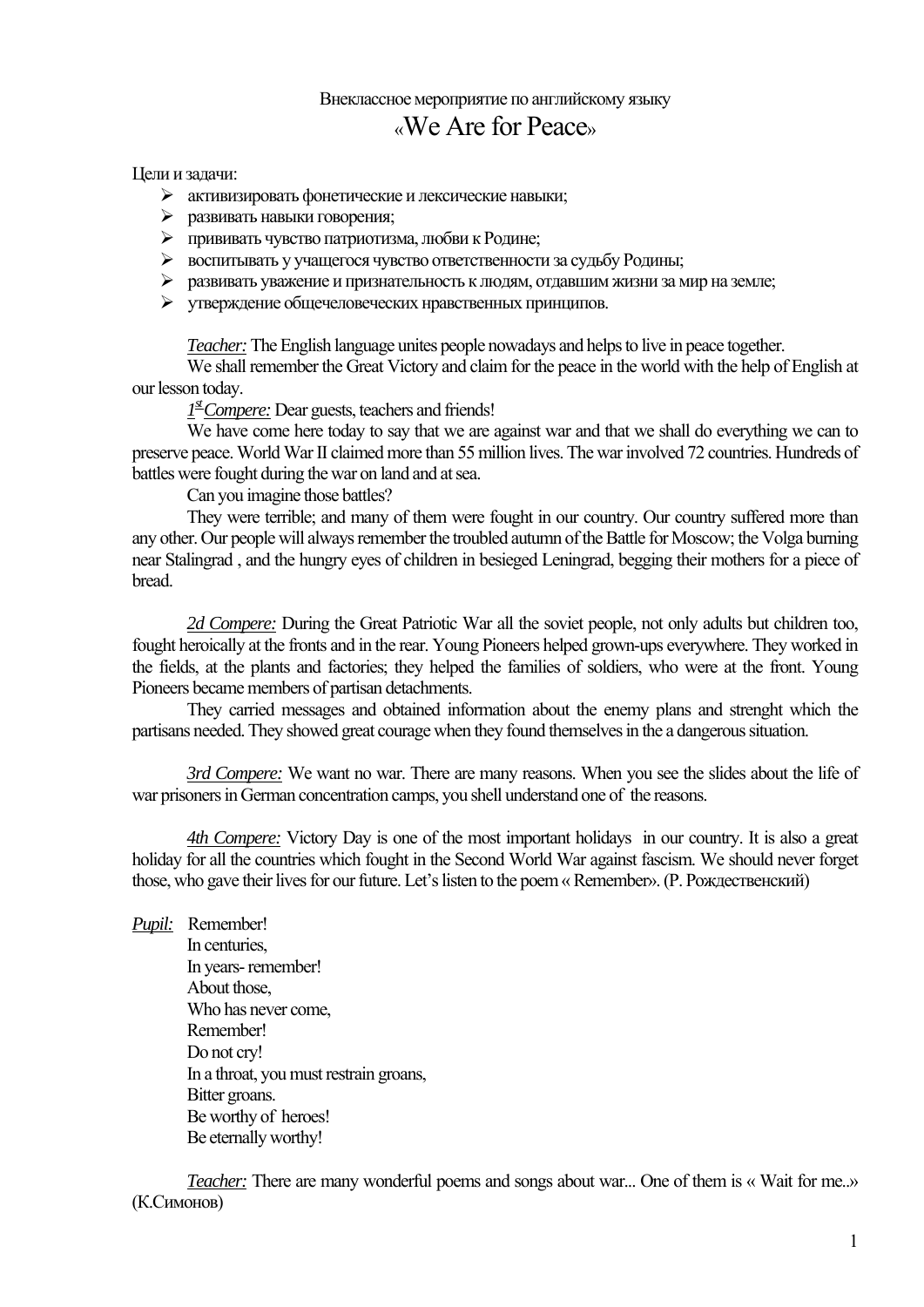Внеклассное мероприятие по английскому языку

# «We Are for Peace»

Цели и задачи:

- активизировать фонетические и лексические навыки;
- развивать навыки говорения;
- прививать чувство патриотизма, любви к Родине;
- воспитывать у учащегося чувство ответственности за судьбу Родины;
- развивать уважение и признательность к людям, отдавшим жизни за мир на земле;
- утверждение общечеловеческих нравственных принципов.

*Teacher:* The English language unites people nowadays and helps to live in peace together.

We shall remember the Great Victory and claim for the peace in the world with the help of English at our lesson today.

*1st Compere:* Dear guests, teachers and friends!

We have come here today to say that we are against war and that we shall do everything we can to preserve peace. World War II claimed more than 55 million lives. The war involved 72 countries. Hundreds of battles were fought during the war on land and at sea.

Can you imagine those battles?

They were terrible; and many of them were fought in our country. Our country suffered more than any other. Our people will always remember the troubled autumn of the Battle for Moscow; the Volga burning near Stalingrad , and the hungry eyes of children in besieged Leningrad, begging their mothers for a piece of bread.

*2d Compere:* During the Great Patriotic War all the soviet people, not only adults but children too, fought heroically at the fronts and in the rear. Young Pioneers helped grown-ups everywhere. They worked in the fields, at the plants and factories; they helped the families of soldiers, who were at the front. Young Pioneers became members of partisan detachments.

They carried messages and obtained information about the enemy plans and strenght which the partisans needed. They showed great courage when they found themselves in the a dangerous situation.

*3rd Compere:* We want no war. There are many reasons. When you see the slides about the life of war prisoners in German concentration camps, you shell understand one of the reasons.

*4th Compere:* Victory Day is one of the most important holidays in our country. It is also a great holiday for all the countries which fought in the Second World War against fascism. We should never forget those, who gave their lives for our future. Let's listen to the poem « Remember». (Р. Рождественский)

*Pupil:* Remember!
In centuries,
In years- remember!
About those,
Who has never come,
Remember!
Do not cry!
In a throat, you must restrain groans,
Bitter groans.
Be worthy of heroes!
Be eternally worthy!

*Teacher:* There are many wonderful poems and songs about war... One of them is « Wait for me..» (К.Симонов)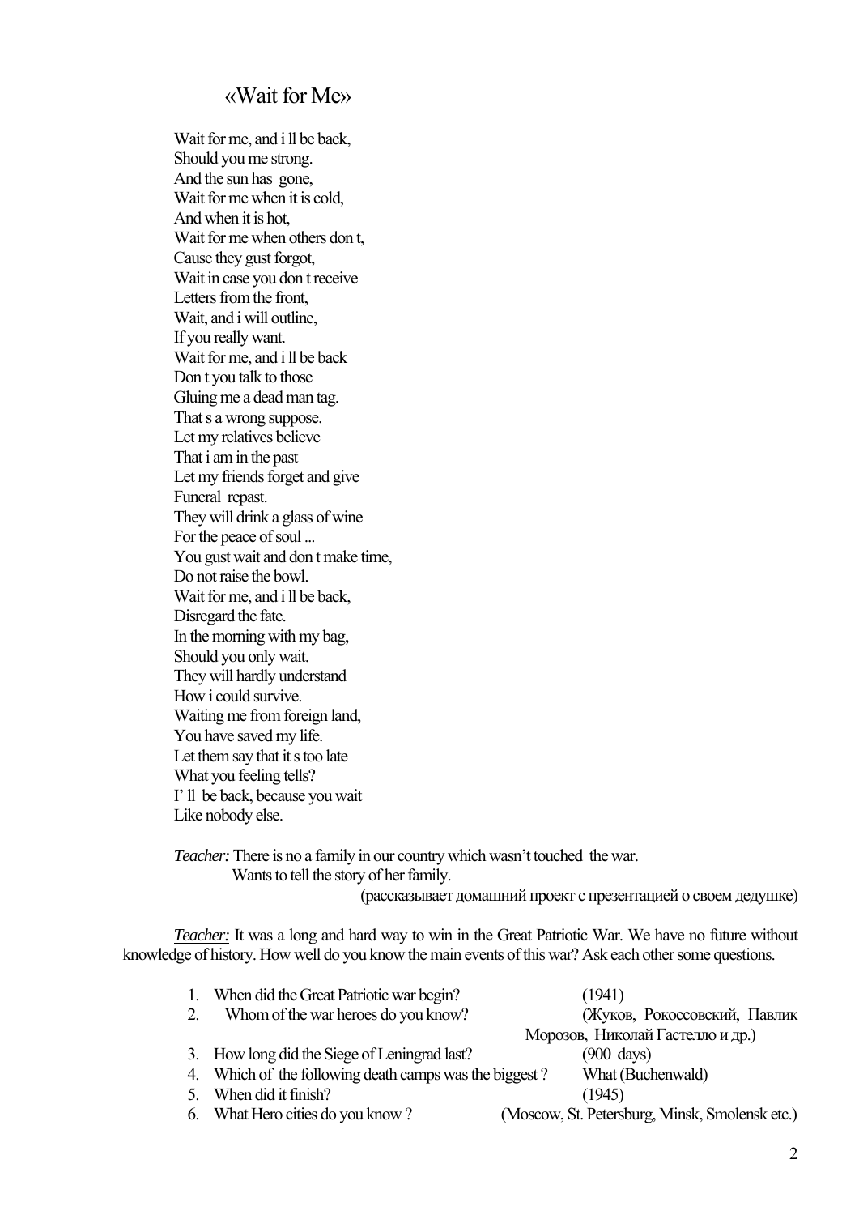## «Wait for Me»

Wait for me, and i ll be back,  
Should you me strong.  
And the sun has gone,  
Wait for me when it is cold,  
And when it is hot,  
Wait for me when others don t,  
Cause they gust forgot,  
Wait in case you don t receive  
Letters from the front,  
Wait, and i will outline,  
If you really want.  
Wait for me, and i ll be back  
Don t you talk to those  
Gluing me a dead man tag.  
That s a wrong suppose.  
Let my relatives believe  
That i am in the past  
Let my friends forget and give  
Funeral repast.  
They will drink a glass of wine  
For the peace of soul ...  
You gust wait and don t make time,  
Do not raise the bowl.  
Wait for me, and i ll be back,  
Disregard the fate.  
In the morning with my bag,  
Should you only wait.  
They will hardly understand  
How i could survive.  
Waiting me from foreign land,  
You have saved my life.  
Let them say that it s too late  
What you feeling tells?  
I' ll be back, because you wait  
Like nobody else.

*Teacher:* There is no a family in our country which wasn't touched the war.  
Wants to tell the story of her family.  
(рассказывает домашний проект с презентацией о своем дедушке)

*Teacher:* It was a long and hard way to win in the Great Patriotic War. We have no future without knowledge of history. How well do you know the main events of this war? Ask each other some questions.

1. When did the Great Patriotic war begin? (1941)
2. Whom of the war heroes do you know? (Жуков, Рокоссовский, Павлик Морозов, Николай Гастелло и др.)
3. How long did the Siege of Leningrad last? (900 days)
4. Which of the following death camps was the biggest ? What (Buchenwald)
5. When did it finish? (1945)
6. What Hero cities do you know ? (Moscow, St. Petersburg, Minsk, Smolensk etc.)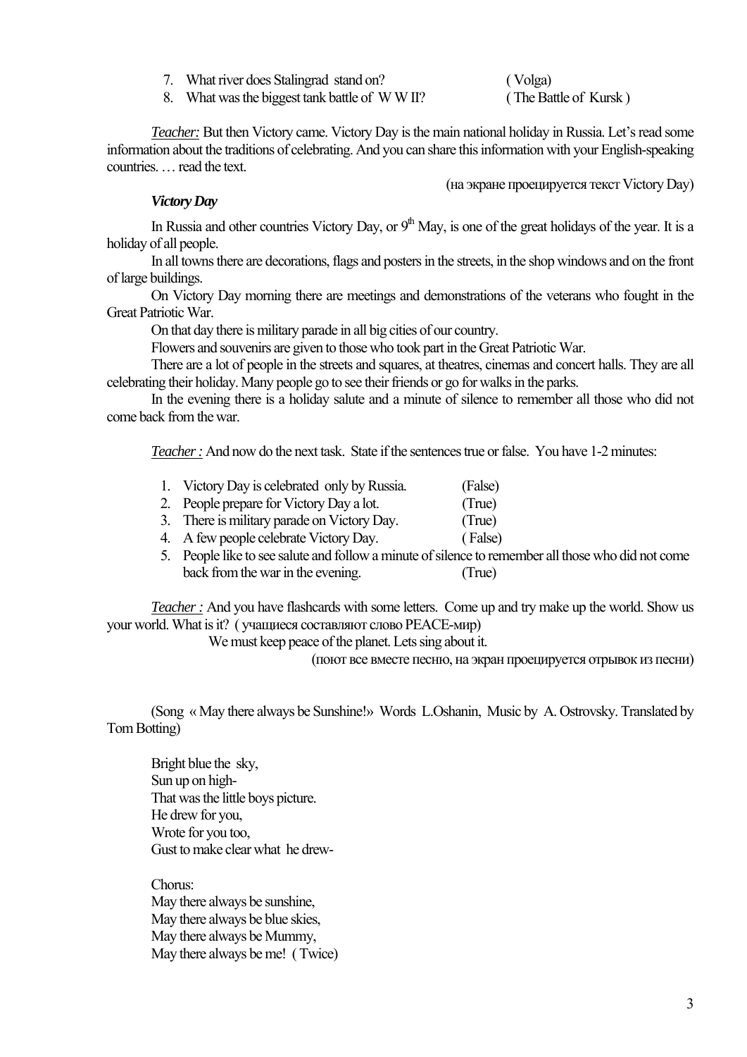7. What river does Stalingrad stand on? ( Volga)
8. What was the biggest tank battle of W W II? ( The Battle of Kursk )

*Teacher:* But then Victory came. Victory Day is the main national holiday in Russia. Let's read some information about the traditions of celebrating. And you can share this information with your English-speaking countries. … read the text.

(на экране проецируется текст Victory Day)

***Victory Day***

In Russia and other countries Victory Day, or 9th May, is one of the great holidays of the year. It is a holiday of all people.

In all towns there are decorations, flags and posters in the streets, in the shop windows and on the front of large buildings.

On Victory Day morning there are meetings and demonstrations of the veterans who fought in the Great Patriotic War.

On that day there is military parade in all big cities of our country.

Flowers and souvenirs are given to those who took part in the Great Patriotic War.

There are a lot of people in the streets and squares, at theatres, cinemas and concert halls. They are all celebrating their holiday. Many people go to see their friends or go for walks in the parks.

In the evening there is a holiday salute and a minute of silence to remember all those who did not come back from the war.

*Teacher :* And now do the next task. State if the sentences true or false. You have 1-2 minutes:

1. Victory Day is celebrated only by Russia. (False)
2. People prepare for Victory Day a lot. (True)
3. There is military parade on Victory Day. (True)
4. A few people celebrate Victory Day. ( False)
5. People like to see salute and follow a minute of silence to remember all those who did not come back from the war in the evening. (True)

*Teacher :* And you have flashcards with some letters. Come up and try make up the world. Show us your world. What is it? ( учащиеся составляют слово PEACE-мир)

We must keep peace of the planet. Lets sing about it.

(поют все вместе песню, на экран проецируется отрывок из песни)

(Song « May there always be Sunshine!» Words L.Oshanin, Music by A. Ostrovsky. Translated by Tom Botting)

Bright blue the sky,
Sun up on high-
That was the little boys picture.
He drew for you,
Wrote for you too,
Gust to make clear what he drew-

Chorus:
May there always be sunshine,
May there always be blue skies,
May there always be Mummy,
May there always be me! ( Twice)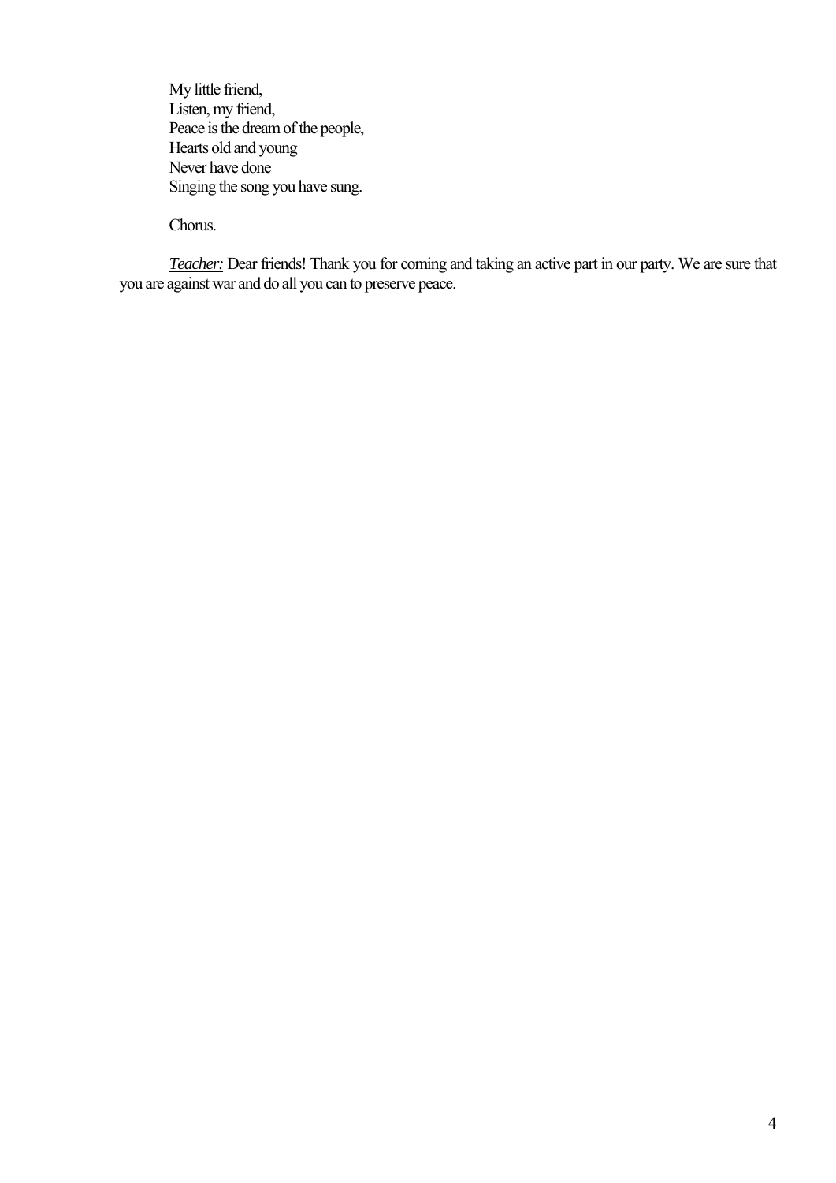My little friend,
Listen, my friend,
Peace is the dream of the people,
Hearts old and young
Never have done
Singing the song you have sung.

Chorus.

*<u>Teacher:</u>* Dear friends! Thank you for coming and taking an active part in our party. We are sure that you are against war and do all you can to preserve peace.